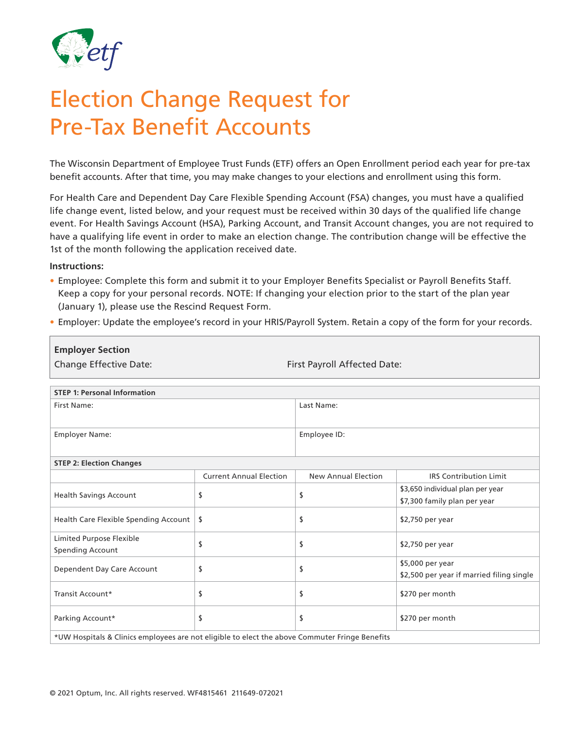# Election Change Request for Pre-Tax Benefit Accounts

The Wisconsin Department of Employee Trust Funds (ETF) offers an Open Enrollment period each year for pre-tax benefit accounts. After that time, you may make changes to your elections and enrollment using this form.

For Health Care and Dependent Day Care Flexible Spending Account (FSA) changes, you must have a qualified life change event, listed below, and your request must be received within 30 days of the qualified life change event. For Health Savings Account (HSA), Parking Account, and Transit Account changes, you are not required to have a qualifying life event in order to make an election change. The contribution change will be effective the 1st of the month following the application received date.

**Instructions:**

- Employee: Complete this form and submit it to your Employer Benefits Specialist or Payroll Benefits Staff. Keep a copy for your personal records. NOTE: If changing your election prior to the start of the plan year (January 1), please use the Rescind Request Form.
- Employer: Update the employee's record in your HRIS/Payroll System. Retain a copy of the form for your records.

**Employer Section**

Change Effective Date: First Payroll Affected Date:

| **STEP 1: Personal Information** | |
|---|---|
| First Name: | Last Name: |
| Employer Name: | Employee ID: |

**STEP 2: Election Changes**

| | Current Annual Election | New Annual Election | IRS Contribution Limit |
|---|---|---|---|
| Health Savings Account | $ | $ | $3,650 individual plan per year<br>$7,300 family plan per year |
| Health Care Flexible Spending Account | $ | $ | $2,750 per year |
| Limited Purpose Flexible Spending Account | $ | $ | $2,750 per year |
| Dependent Day Care Account | $ | $ | $5,000 per year<br>$2,500 per year if married filing single |
| Transit Account* | $ | $ | $270 per month |
| Parking Account* | $ | $ | $270 per month |

*UW Hospitals & Clinics employees are not eligible to elect the above Commuter Fringe Benefits

© 2021 Optum, Inc. All rights reserved. WF4815461 211649-072021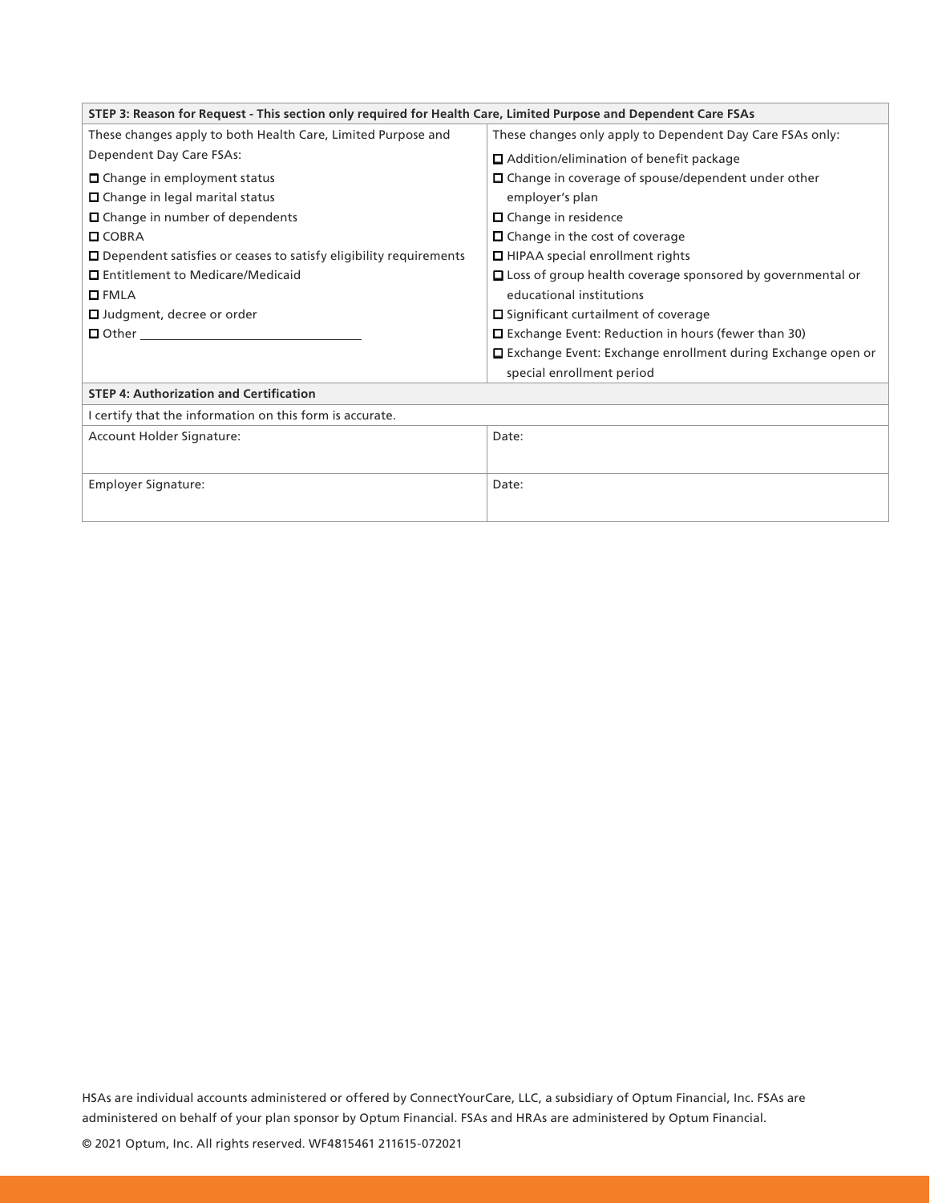| STEP 3: Reason for Request - This section only required for Health Care, Limited Purpose and Dependent Care FSAs | |
|---|---|
| These changes apply to both Health Care, Limited Purpose and Dependent Day Care FSAs:<br>☐ Change in employment status<br>☐ Change in legal marital status<br>☐ Change in number of dependents<br>☐ COBRA<br>☐ Dependent satisfies or ceases to satisfy eligibility requirements<br>☐ Entitlement to Medicare/Medicaid<br>☐ FMLA<br>☐ Judgment, decree or order<br>☐ Other ______________________________ | These changes only apply to Dependent Day Care FSAs only:<br>☐ Addition/elimination of benefit package<br>☐ Change in coverage of spouse/dependent under other employer's plan<br>☐ Change in residence<br>☐ Change in the cost of coverage<br>☐ HIPAA special enrollment rights<br>☐ Loss of group health coverage sponsored by governmental or educational institutions<br>☐ Significant curtailment of coverage<br>☐ Exchange Event: Reduction in hours (fewer than 30)<br>☐ Exchange Event: Exchange enrollment during Exchange open or special enrollment period |

| STEP 4: Authorization and Certification | |
|---|---|
| I certify that the information on this form is accurate. | |
| Account Holder Signature: | Date: |
| Employer Signature: | Date: |

HSAs are individual accounts administered or offered by ConnectYourCare, LLC, a subsidiary of Optum Financial, Inc. FSAs are administered on behalf of your plan sponsor by Optum Financial. FSAs and HRAs are administered by Optum Financial.

© 2021 Optum, Inc. All rights reserved. WF4815461 211615-072021